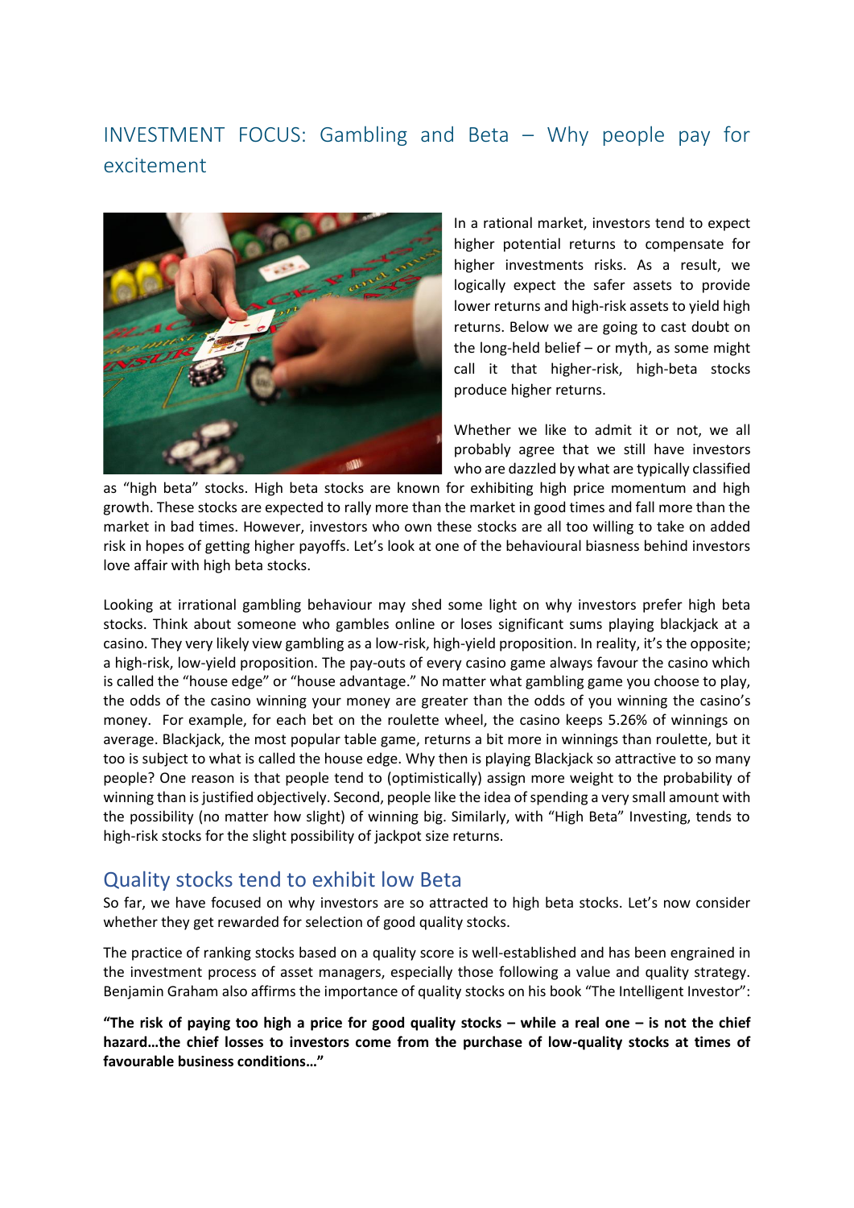# INVESTMENT FOCUS: Gambling and Beta – Why people pay for excitement

In a rational market, investors tend to expect higher potential returns to compensate for higher investments risks. As a result, we logically expect the safer assets to provide lower returns and high-risk assets to yield high returns. Below we are going to cast doubt on the long-held belief – or myth, as some might call it that higher-risk, high-beta stocks produce higher returns.

Whether we like to admit it or not, we all probably agree that we still have investors who are dazzled by what are typically classified as "high beta" stocks. High beta stocks are known for exhibiting high price momentum and high growth. These stocks are expected to rally more than the market in good times and fall more than the market in bad times. However, investors who own these stocks are all too willing to take on added risk in hopes of getting higher payoffs. Let's look at one of the behavioural biasness behind investors love affair with high beta stocks.

Looking at irrational gambling behaviour may shed some light on why investors prefer high beta stocks. Think about someone who gambles online or loses significant sums playing blackjack at a casino. They very likely view gambling as a low-risk, high-yield proposition. In reality, it's the opposite; a high-risk, low-yield proposition. The pay-outs of every casino game always favour the casino which is called the "house edge" or "house advantage." No matter what gambling game you choose to play, the odds of the casino winning your money are greater than the odds of you winning the casino's money. For example, for each bet on the roulette wheel, the casino keeps 5.26% of winnings on average. Blackjack, the most popular table game, returns a bit more in winnings than roulette, but it too is subject to what is called the house edge. Why then is playing Blackjack so attractive to so many people? One reason is that people tend to (optimistically) assign more weight to the probability of winning than is justified objectively. Second, people like the idea of spending a very small amount with the possibility (no matter how slight) of winning big. Similarly, with "High Beta" Investing, tends to high-risk stocks for the slight possibility of jackpot size returns.

## Quality stocks tend to exhibit low Beta

So far, we have focused on why investors are so attracted to high beta stocks. Let's now consider whether they get rewarded for selection of good quality stocks.

The practice of ranking stocks based on a quality score is well-established and has been engrained in the investment process of asset managers, especially those following a value and quality strategy. Benjamin Graham also affirms the importance of quality stocks on his book "The Intelligent Investor":

**"The risk of paying too high a price for good quality stocks – while a real one – is not the chief hazard…the chief losses to investors come from the purchase of low-quality stocks at times of favourable business conditions…"**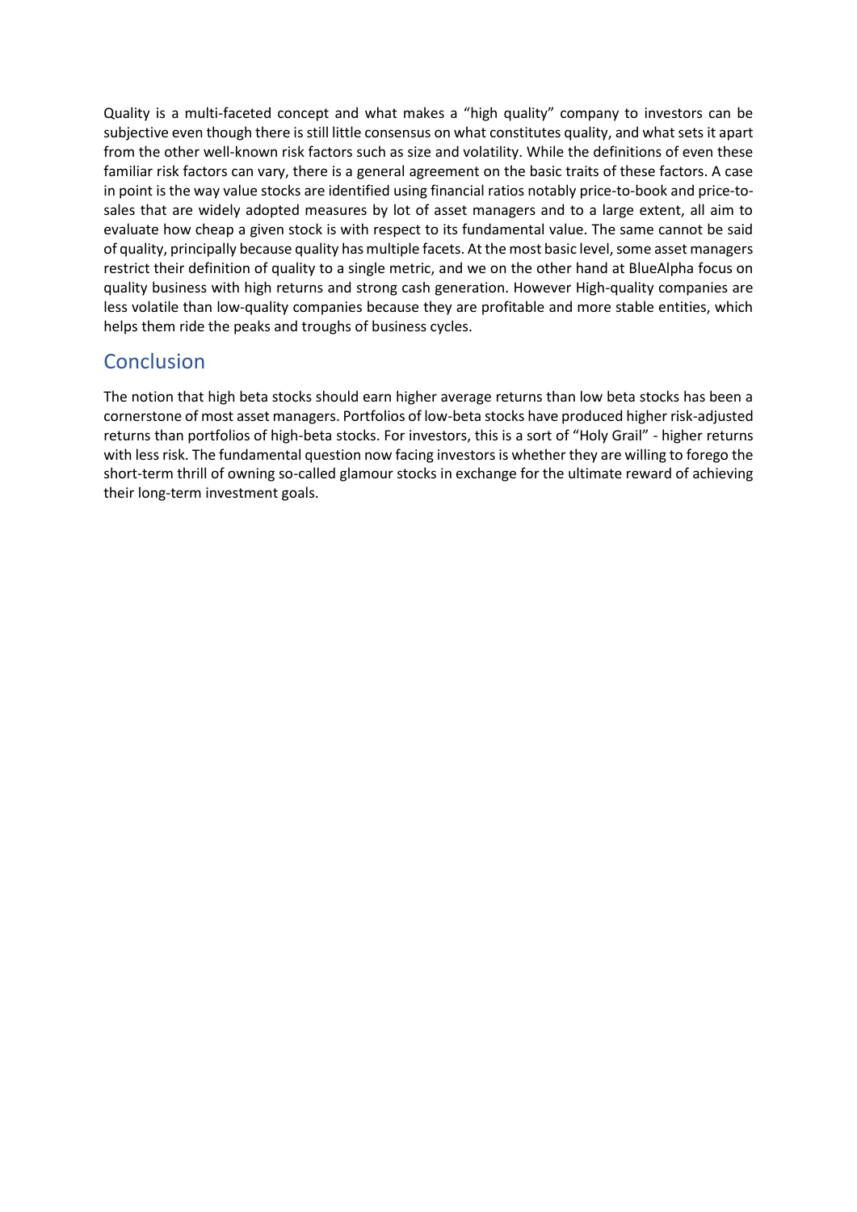Quality is a multi-faceted concept and what makes a "high quality" company to investors can be subjective even though there is still little consensus on what constitutes quality, and what sets it apart from the other well-known risk factors such as size and volatility. While the definitions of even these familiar risk factors can vary, there is a general agreement on the basic traits of these factors. A case in point is the way value stocks are identified using financial ratios notably price-to-book and price-to-sales that are widely adopted measures by lot of asset managers and to a large extent, all aim to evaluate how cheap a given stock is with respect to its fundamental value. The same cannot be said of quality, principally because quality has multiple facets. At the most basic level, some asset managers restrict their definition of quality to a single metric, and we on the other hand at BlueAlpha focus on quality business with high returns and strong cash generation. However High-quality companies are less volatile than low-quality companies because they are profitable and more stable entities, which helps them ride the peaks and troughs of business cycles.

## Conclusion

The notion that high beta stocks should earn higher average returns than low beta stocks has been a cornerstone of most asset managers. Portfolios of low-beta stocks have produced higher risk-adjusted returns than portfolios of high-beta stocks. For investors, this is a sort of "Holy Grail" - higher returns with less risk. The fundamental question now facing investors is whether they are willing to forego the short-term thrill of owning so-called glamour stocks in exchange for the ultimate reward of achieving their long-term investment goals.